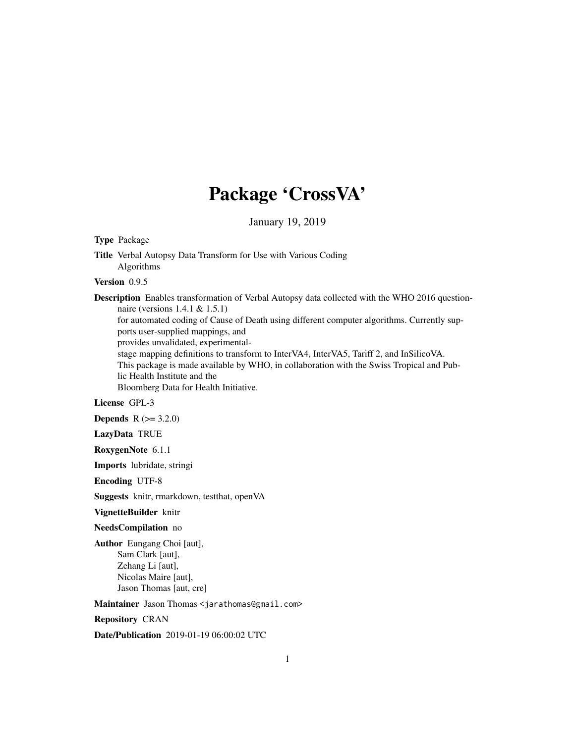# Package 'CrossVA'

January 19, 2019

**Type** Package

**Title** Verbal Autopsy Data Transform for Use with Various Coding Algorithms

**Version** 0.9.5

**Description** Enables transformation of Verbal Autopsy data collected with the WHO 2016 questionnaire (versions 1.4.1 & 1.5.1) for automated coding of Cause of Death using different computer algorithms. Currently supports user-supplied mappings, and provides unvalidated, experimental-stage mapping definitions to transform to InterVA4, InterVA5, Tariff 2, and InSilicoVA. This package is made available by WHO, in collaboration with the Swiss Tropical and Public Health Institute and the Bloomberg Data for Health Initiative.

**License** GPL-3

**Depends** R (>= 3.2.0)

**LazyData** TRUE

**RoxygenNote** 6.1.1

**Imports** lubridate, stringi

**Encoding** UTF-8

**Suggests** knitr, rmarkdown, testthat, openVA

**VignetteBuilder** knitr

**NeedsCompilation** no

**Author** Eungang Choi [aut],
Sam Clark [aut],
Zehang Li [aut],
Nicolas Maire [aut],
Jason Thomas [aut, cre]

**Maintainer** Jason Thomas <jarathomas@gmail.com>

**Repository** CRAN

**Date/Publication** 2019-01-19 06:00:02 UTC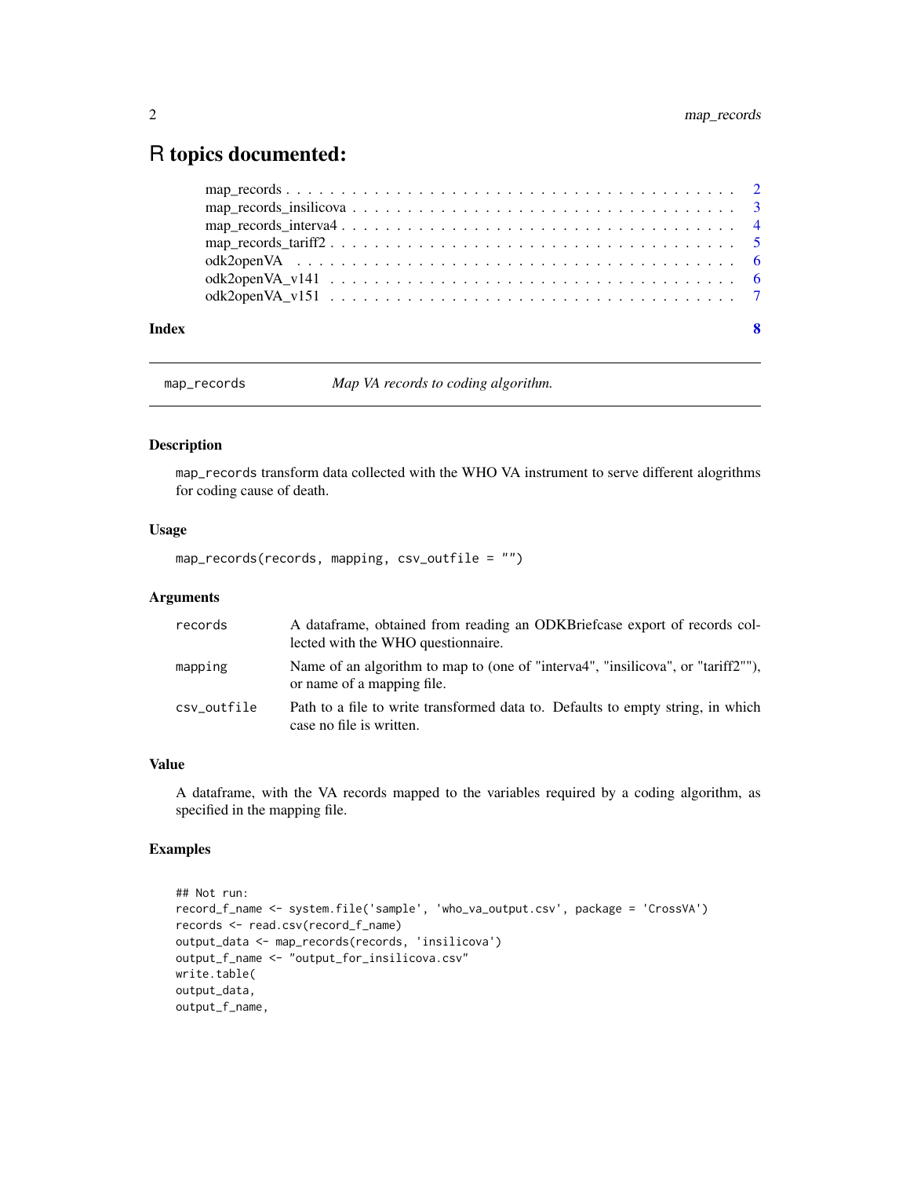# R topics documented:

map_records . . . . . . . . . . . . . . . . . . . . . . . . . . . . . . . . . . . . . . . 2
map_records_insilicova . . . . . . . . . . . . . . . . . . . . . . . . . . . . . . . . . . 3
map_records_interva4 . . . . . . . . . . . . . . . . . . . . . . . . . . . . . . . . . . . 4
map_records_tariff2 . . . . . . . . . . . . . . . . . . . . . . . . . . . . . . . . . . . . 5
odk2openVA . . . . . . . . . . . . . . . . . . . . . . . . . . . . . . . . . . . . . . . . 6
odk2openVA_v141 . . . . . . . . . . . . . . . . . . . . . . . . . . . . . . . . . . . . . 6
odk2openVA_v151 . . . . . . . . . . . . . . . . . . . . . . . . . . . . . . . . . . . . . 7

**Index** **8**

---

`map_records` *Map VA records to coding algorithm.*

---

### Description

`map_records` transform data collected with the WHO VA instrument to serve different alogrithms for coding cause of death.

### Usage

```
map_records(records, mapping, csv_outfile = "")
```

### Arguments

| | |
|---|---|
| `records` | A dataframe, obtained from reading an ODKBriefcase export of records collected with the WHO questionnaire. |
| `mapping` | Name of an algorithm to map to (one of "interva4", "insilicova", or "tariff2""), or name of a mapping file. |
| `csv_outfile` | Path to a file to write transformed data to. Defaults to empty string, in which case no file is written. |

### Value

A dataframe, with the VA records mapped to the variables required by a coding algorithm, as specified in the mapping file.

### Examples

```
## Not run:
record_f_name <- system.file('sample', 'who_va_output.csv', package = 'CrossVA')
records <- read.csv(record_f_name)
output_data <- map_records(records, 'insilicova')
output_f_name <- "output_for_insilicova.csv"
write.table(
output_data,
output_f_name,
```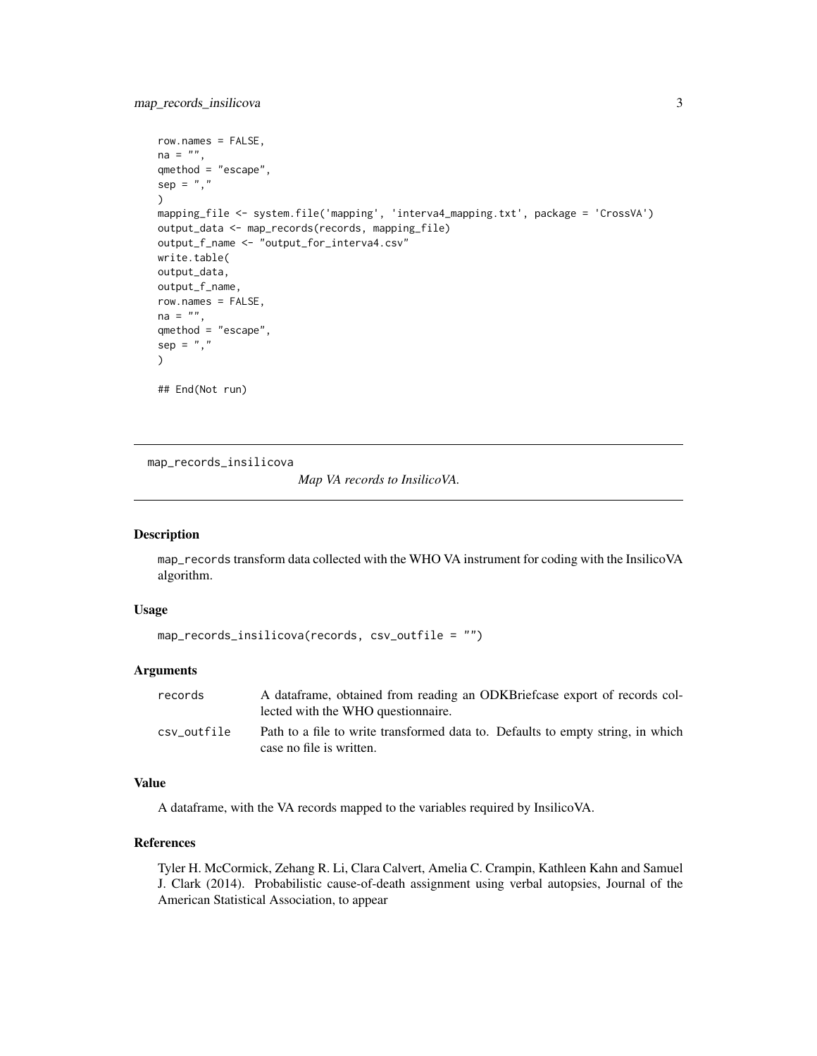```
row.names = FALSE,
na = "",
qmethod = "escape",
sep = ","
)
mapping_file <- system.file('mapping', 'interva4_mapping.txt', package = 'CrossVA')
output_data <- map_records(records, mapping_file)
output_f_name <- "output_for_interva4.csv"
write.table(
output_data,
output_f_name,
row.names = FALSE,
na = "",
qmethod = "escape",
sep = ","
)

## End(Not run)
```

---

## map_records_insilicova

*Map VA records to InsilicoVA.*

### Description

map_records transform data collected with the WHO VA instrument for coding with the InsilicoVA algorithm.

### Usage

```
map_records_insilicova(records, csv_outfile = "")
```

### Arguments

| | |
|---|---|
| records | A dataframe, obtained from reading an ODKBriefcase export of records collected with the WHO questionnaire. |
| csv_outfile | Path to a file to write transformed data to. Defaults to empty string, in which case no file is written. |

### Value

A dataframe, with the VA records mapped to the variables required by InsilicoVA.

### References

Tyler H. McCormick, Zehang R. Li, Clara Calvert, Amelia C. Crampin, Kathleen Kahn and Samuel J. Clark (2014). Probabilistic cause-of-death assignment using verbal autopsies, Journal of the American Statistical Association, to appear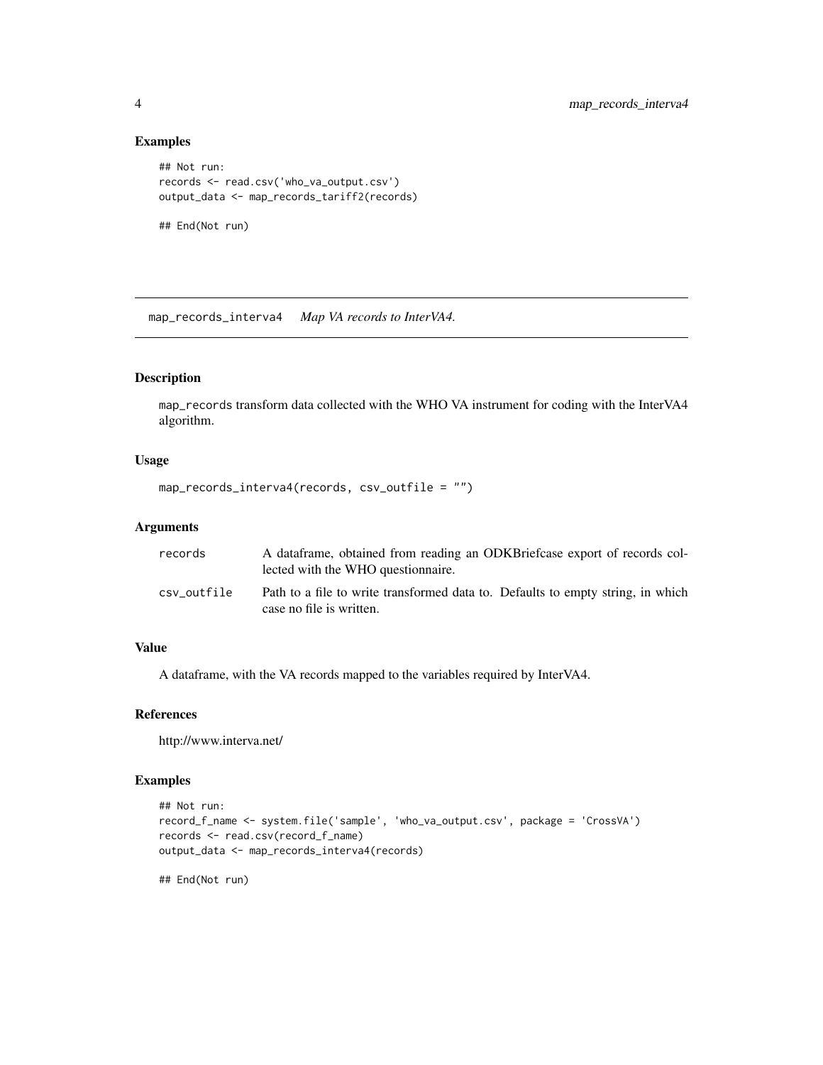### Examples

```
## Not run:
records <- read.csv('who_va_output.csv')
output_data <- map_records_tariff2(records)

## End(Not run)
```

## map_records_interva4 *Map VA records to InterVA4.*

### Description

map_records transform data collected with the WHO VA instrument for coding with the InterVA4 algorithm.

### Usage

```
map_records_interva4(records, csv_outfile = "")
```

### Arguments

| | |
|---|---|
| records | A dataframe, obtained from reading an ODKBriefcase export of records collected with the WHO questionnaire. |
| csv_outfile | Path to a file to write transformed data to. Defaults to empty string, in which case no file is written. |

### Value

A dataframe, with the VA records mapped to the variables required by InterVA4.

### References

http://www.interva.net/

### Examples

```
## Not run:
record_f_name <- system.file('sample', 'who_va_output.csv', package = 'CrossVA')
records <- read.csv(record_f_name)
output_data <- map_records_interva4(records)

## End(Not run)
```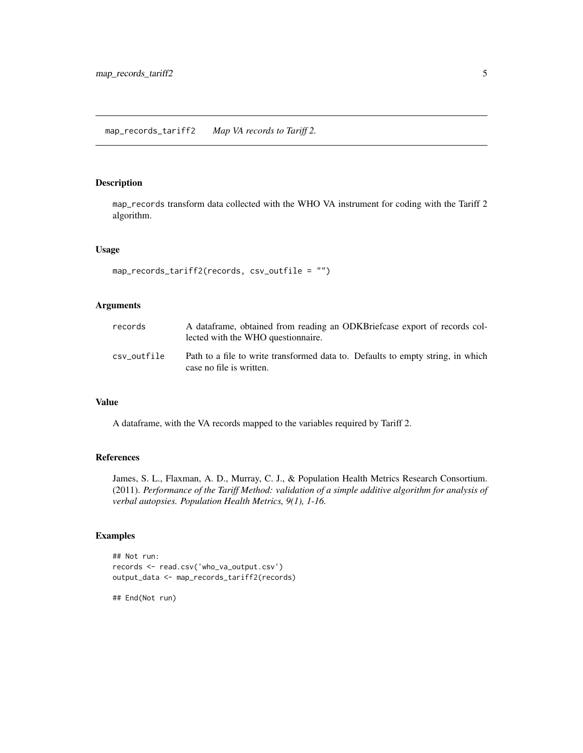## map_records_tariff2 *Map VA records to Tariff 2.*

### Description

map_records transform data collected with the WHO VA instrument for coding with the Tariff 2 algorithm.

### Usage

```
map_records_tariff2(records, csv_outfile = "")
```

### Arguments

| | |
|---|---|
| records | A dataframe, obtained from reading an ODKBriefcase export of records collected with the WHO questionnaire. |
| csv_outfile | Path to a file to write transformed data to. Defaults to empty string, in which case no file is written. |

### Value

A dataframe, with the VA records mapped to the variables required by Tariff 2.

### References

James, S. L., Flaxman, A. D., Murray, C. J., & Population Health Metrics Research Consortium. (2011). *Performance of the Tariff Method: validation of a simple additive algorithm for analysis of verbal autopsies. Population Health Metrics, 9(1), 1-16.*

### Examples

```
## Not run:
records <- read.csv('who_va_output.csv')
output_data <- map_records_tariff2(records)

## End(Not run)
```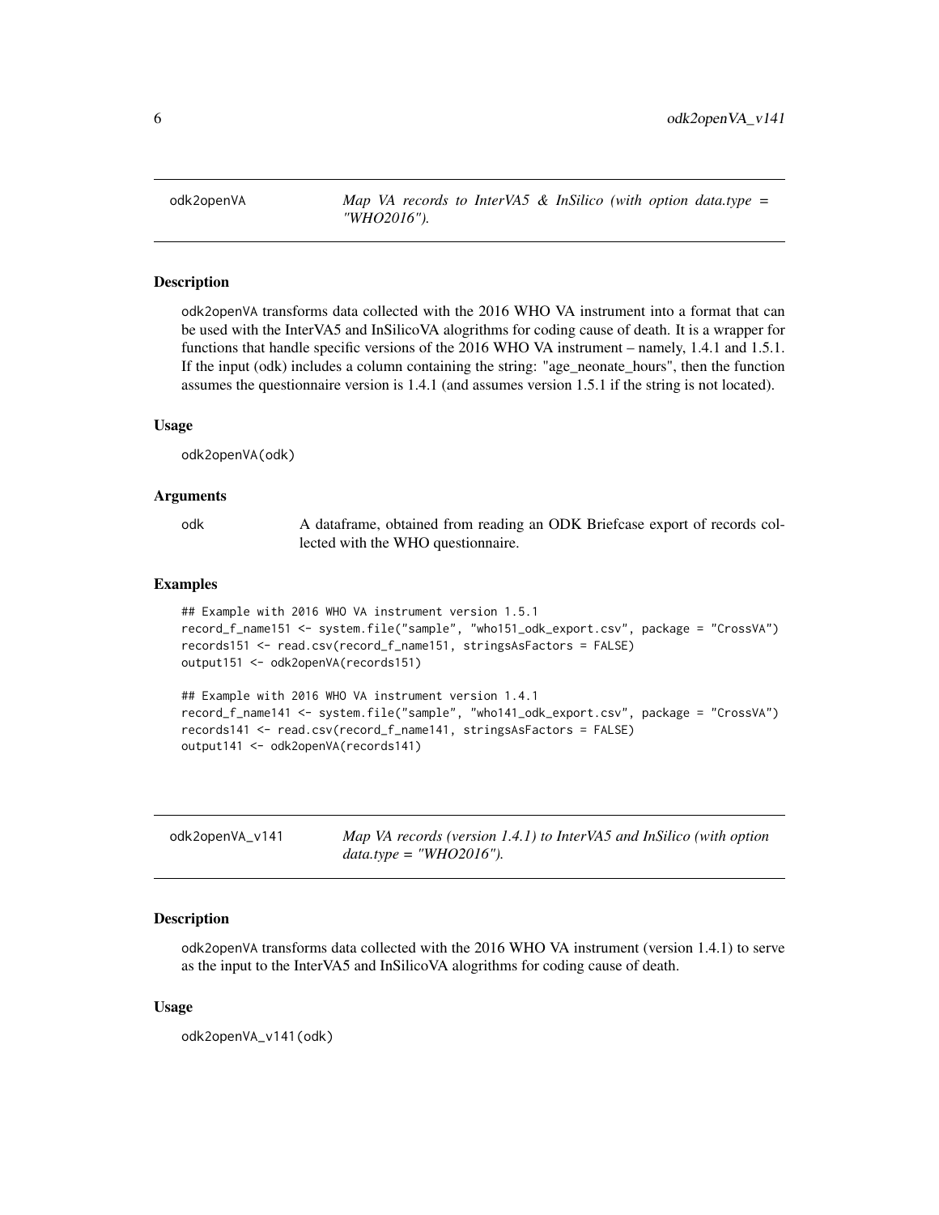## odk2openVA — *Map VA records to InterVA5 & InSilico (with option data.type = "WHO2016").*

### Description

odk2openVA transforms data collected with the 2016 WHO VA instrument into a format that can be used with the InterVA5 and InSilicoVA alogrithms for coding cause of death. It is a wrapper for functions that handle specific versions of the 2016 WHO VA instrument – namely, 1.4.1 and 1.5.1. If the input (odk) includes a column containing the string: "age_neonate_hours", then the function assumes the questionnaire version is 1.4.1 (and assumes version 1.5.1 if the string is not located).

### Usage

```
odk2openVA(odk)
```

### Arguments

| | |
|---|---|
| odk | A dataframe, obtained from reading an ODK Briefcase export of records collected with the WHO questionnaire. |

### Examples

```
## Example with 2016 WHO VA instrument version 1.5.1
record_f_name151 <- system.file("sample", "who151_odk_export.csv", package = "CrossVA")
records151 <- read.csv(record_f_name151, stringsAsFactors = FALSE)
output151 <- odk2openVA(records151)

## Example with 2016 WHO VA instrument version 1.4.1
record_f_name141 <- system.file("sample", "who141_odk_export.csv", package = "CrossVA")
records141 <- read.csv(record_f_name141, stringsAsFactors = FALSE)
output141 <- odk2openVA(records141)
```

## odk2openVA_v141 — *Map VA records (version 1.4.1) to InterVA5 and InSilico (with option data.type = "WHO2016").*

### Description

odk2openVA transforms data collected with the 2016 WHO VA instrument (version 1.4.1) to serve as the input to the InterVA5 and InSilicoVA alogrithms for coding cause of death.

### Usage

```
odk2openVA_v141(odk)
```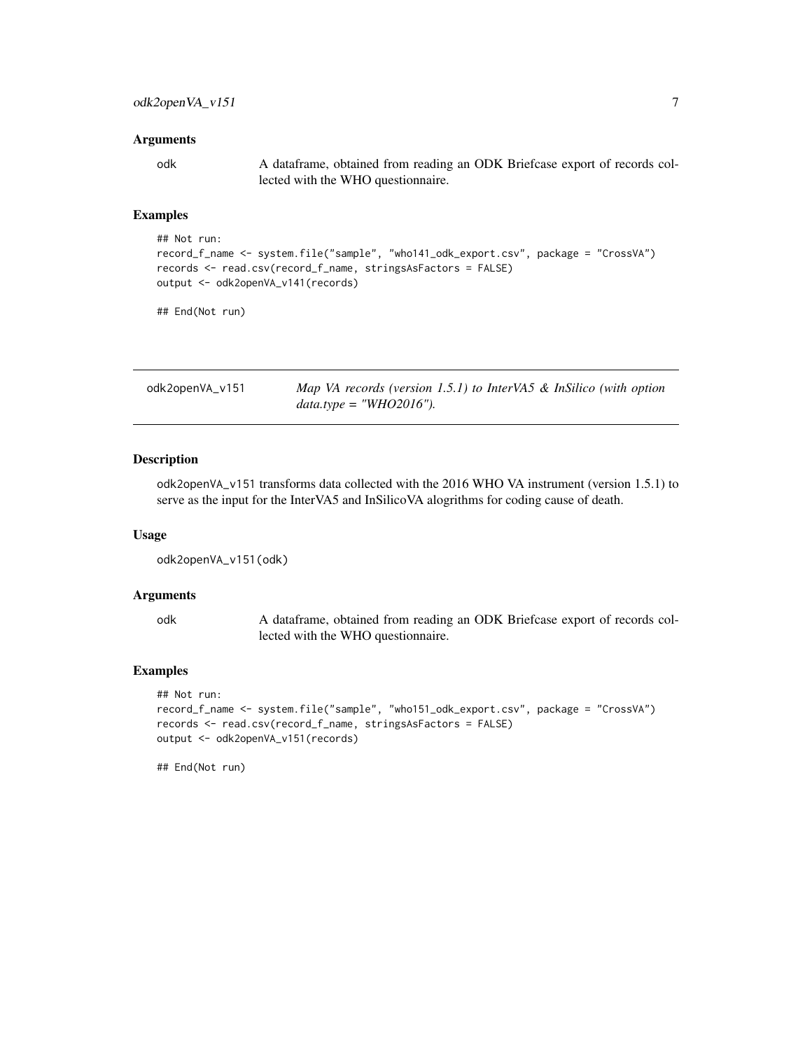### Arguments

odk A dataframe, obtained from reading an ODK Briefcase export of records collected with the WHO questionnaire.

### Examples

```
## Not run:
record_f_name <- system.file("sample", "who141_odk_export.csv", package = "CrossVA")
records <- read.csv(record_f_name, stringsAsFactors = FALSE)
output <- odk2openVA_v141(records)

## End(Not run)
```

---

## odk2openVA_v151 *Map VA records (version 1.5.1) to InterVA5 & InSilico (with option data.type = "WHO2016").*

---

### Description

odk2openVA_v151 transforms data collected with the 2016 WHO VA instrument (version 1.5.1) to serve as the input for the InterVA5 and InSilicoVA alogrithms for coding cause of death.

### Usage

```
odk2openVA_v151(odk)
```

### Arguments

odk A dataframe, obtained from reading an ODK Briefcase export of records collected with the WHO questionnaire.

### Examples

```
## Not run:
record_f_name <- system.file("sample", "who151_odk_export.csv", package = "CrossVA")
records <- read.csv(record_f_name, stringsAsFactors = FALSE)
output <- odk2openVA_v151(records)

## End(Not run)
```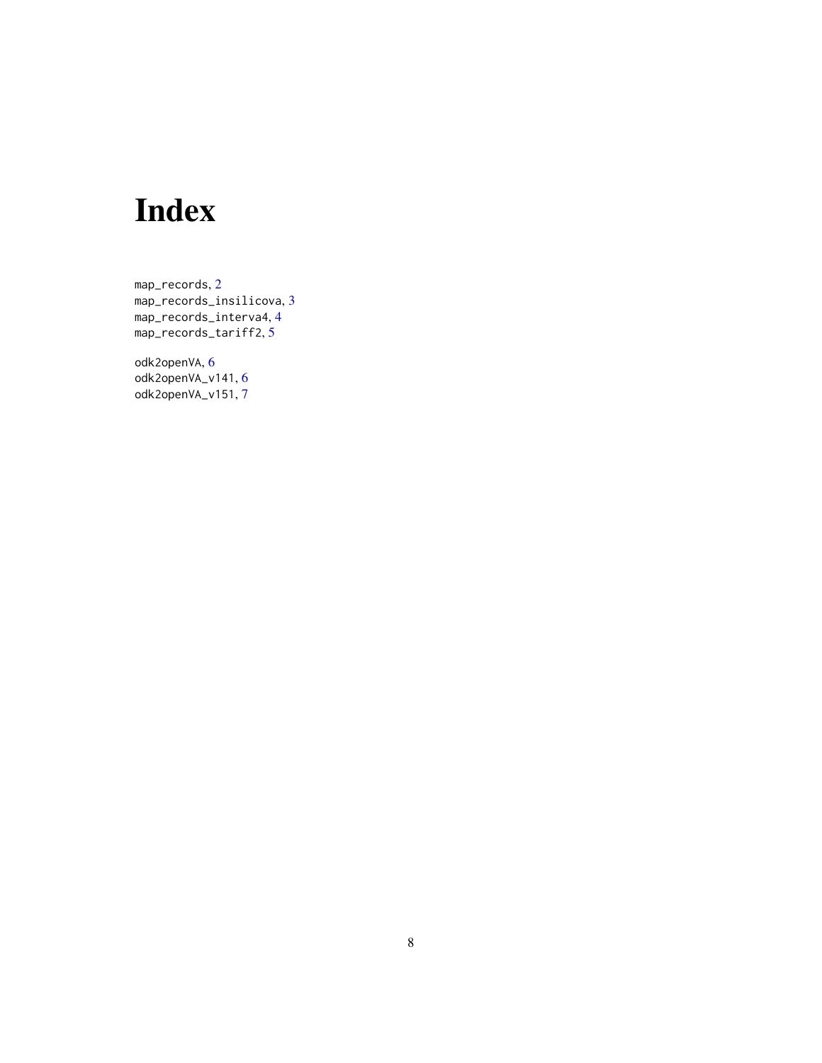# Index

map_records, 2
map_records_insilicova, 3
map_records_interva4, 4
map_records_tariff2, 5

odk2openVA, 6
odk2openVA_v141, 6
odk2openVA_v151, 7